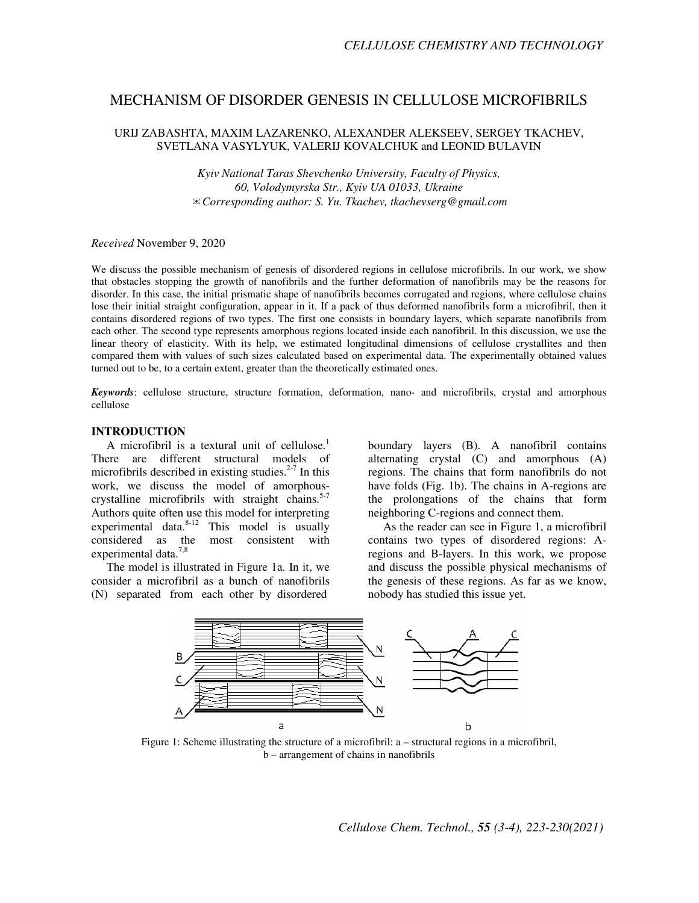# MECHANISM OF DISORDER GENESIS IN CELLULOSE MICROFIBRILS

URIJ ZABASHTA, MAXIM LAZARENKO, ALEXANDER ALEKSEEV, SERGEY TKACHEV, SVETLANA VASYLYUK, VALERIJ KOVALCHUK and LEONID BULAVIN

*Kyiv National Taras Shevchenko University, Faculty of Physics, 60, Volodymyrska Str., Kyiv UA 01033, Ukraine*
*✉Corresponding author: S. Yu. Tkachev, tkachevserg@gmail.com*

*Received* November 9, 2020

We discuss the possible mechanism of genesis of disordered regions in cellulose microfibrils. In our work, we show that obstacles stopping the growth of nanofibrils and the further deformation of nanofibrils may be the reasons for disorder. In this case, the initial prismatic shape of nanofibrils becomes corrugated and regions, where cellulose chains lose their initial straight configuration, appear in it. If a pack of thus deformed nanofibrils form a microfibril, then it contains disordered regions of two types. The first one consists in boundary layers, which separate nanofibrils from each other. The second type represents amorphous regions located inside each nanofibril. In this discussion, we use the linear theory of elasticity. With its help, we estimated longitudinal dimensions of cellulose crystallites and then compared them with values of such sizes calculated based on experimental data. The experimentally obtained values turned out to be, to a certain extent, greater than the theoretically estimated ones.

***Keywords***: cellulose structure, structure formation, deformation, nano- and microfibrils, crystal and amorphous cellulose

## INTRODUCTION

A microfibril is a textural unit of cellulose.[1] There are different structural models of microfibrils described in existing studies.[2-7] In this work, we discuss the model of amorphous-crystalline microfibrils with straight chains.[5-7] Authors quite often use this model for interpreting experimental data.[8-12] This model is usually considered as the most consistent with experimental data.[7,8]

The model is illustrated in Figure 1a. In it, we consider a microfibril as a bunch of nanofibrils (N) separated from each other by disordered boundary layers (B). A nanofibril contains alternating crystal (C) and amorphous (A) regions. The chains that form nanofibrils do not have folds (Fig. 1b). The chains in A-regions are the prolongations of the chains that form neighboring C-regions and connect them.

As the reader can see in Figure 1, a microfibril contains two types of disordered regions: A-regions and B-layers. In this work, we propose and discuss the possible physical mechanisms of the genesis of these regions. As far as we know, nobody has studied this issue yet.

B
C
A
N
N
N
a
C
A
C
b

Figure 1: Scheme illustrating the structure of a microfibril: a – structural regions in a microfibril, b – arrangement of chains in nanofibrils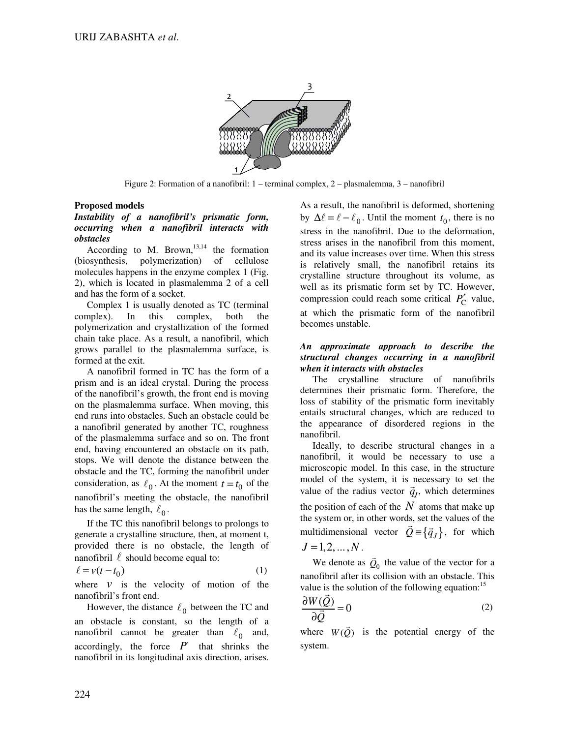Figure 2: Formation of a nanofibril: 1 – terminal complex, 2 – plasmalemma, 3 – nanofibril

## Proposed models

### *Instability of a nanofibril's prismatic form, occurring when a nanofibril interacts with obstacles*

According to M. Brown,[13,14] the formation (biosynthesis, polymerization) of cellulose molecules happens in the enzyme complex 1 (Fig. 2), which is located in plasmalemma 2 of a cell and has the form of a socket.

Complex 1 is usually denoted as TC (terminal complex). In this complex, both the polymerization and crystallization of the formed chain take place. As a result, a nanofibril, which grows parallel to the plasmalemma surface, is formed at the exit.

A nanofibril formed in TC has the form of a prism and is an ideal crystal. During the process of the nanofibril's growth, the front end is moving on the plasmalemma surface. When moving, this end runs into obstacles. Such an obstacle could be a nanofibril generated by another TC, roughness of the plasmalemma surface and so on. The front end, having encountered an obstacle on its path, stops. We will denote the distance between the obstacle and the TC, forming the nanofibril under consideration, as $\ell_0$. At the moment $t = t_0$ of the nanofibril's meeting the obstacle, the nanofibril has the same length, $\ell_0$.

If the TC this nanofibril belongs to prolongs to generate a crystalline structure, then, at moment t, provided there is no obstacle, the length of nanofibril $\ell$ should become equal to:

$$\ell = v(t - t_0) \tag{1}$$

where $v$ is the velocity of motion of the nanofibril's front end.

However, the distance $\ell_0$ between the TC and an obstacle is constant, so the length of a nanofibril cannot be greater than $\ell_0$ and, accordingly, the force $P'$ that shrinks the nanofibril in its longitudinal axis direction, arises. As a result, the nanofibril is deformed, shortening by $\Delta\ell = \ell - \ell_0$. Until the moment $t_0$, there is no stress in the nanofibril. Due to the deformation, stress arises in the nanofibril from this moment, and its value increases over time. When this stress is relatively small, the nanofibril retains its crystalline structure throughout its volume, as well as its prismatic form set by TC. However, compression could reach some critical $P'_C$ value, at which the prismatic form of the nanofibril becomes unstable.

### *An approximate approach to describe the structural changes occurring in a nanofibril when it interacts with obstacles*

The crystalline structure of nanofibrils determines their prismatic form. Therefore, the loss of stability of the prismatic form inevitably entails structural changes, which are reduced to the appearance of disordered regions in the nanofibril.

Ideally, to describe structural changes in a nanofibril, it would be necessary to use a microscopic model. In this case, in the structure model of the system, it is necessary to set the value of the radius vector $\vec{q}_J$, which determines the position of each of the $N$ atoms that make up the system or, in other words, set the values of the multidimensional vector $\vec{Q} \equiv \{\vec{q}_J\}$, for which $J = 1, 2, \ldots, N$.

We denote as $\vec{Q}_0$ the value of the vector for a nanofibril after its collision with an obstacle. This value is the solution of the following equation:[15]

$$\frac{\partial W(\vec{Q})}{\partial \vec{Q}} = 0 \tag{2}$$

where $W(\vec{Q})$ is the potential energy of the system.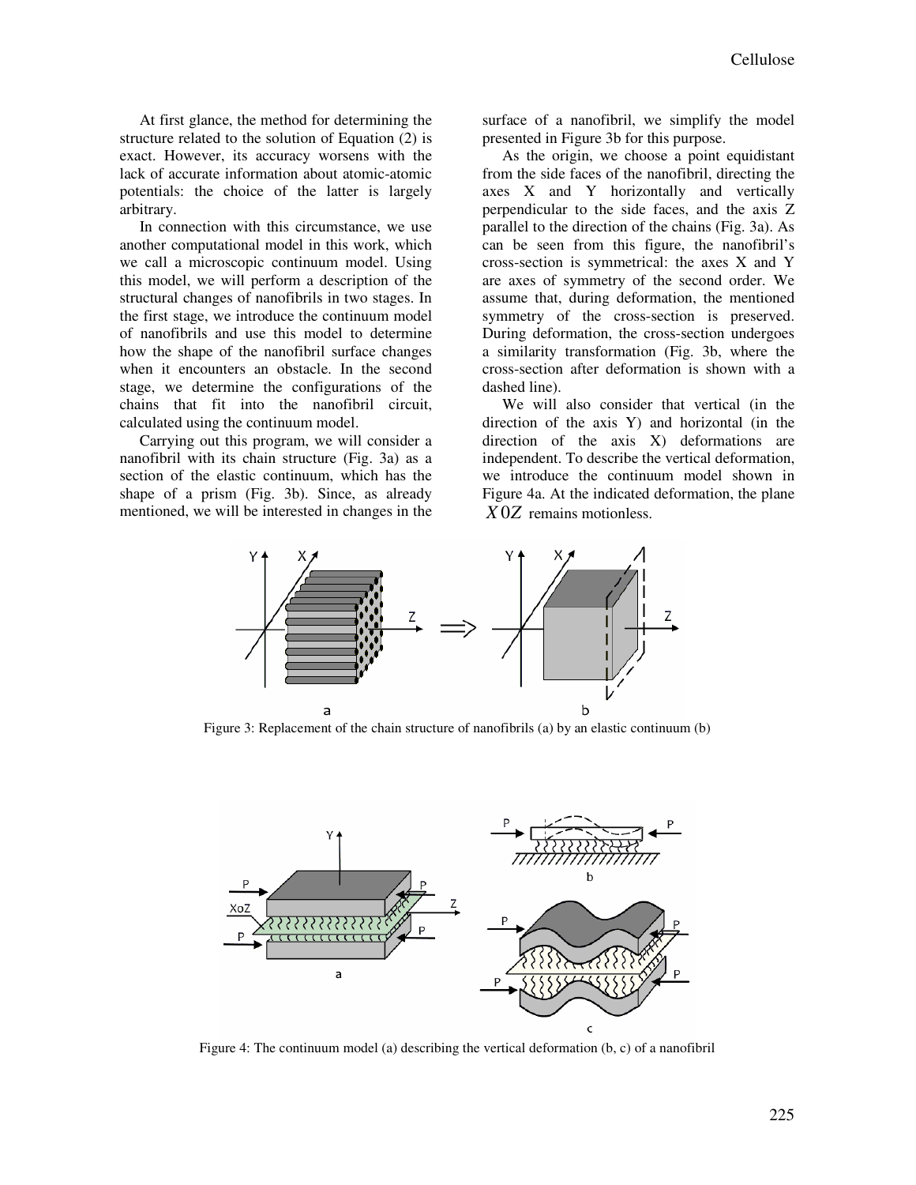At first glance, the method for determining the structure related to the solution of Equation (2) is exact. However, its accuracy worsens with the lack of accurate information about atomic-atomic potentials: the choice of the latter is largely arbitrary.

In connection with this circumstance, we use another computational model in this work, which we call a microscopic continuum model. Using this model, we will perform a description of the structural changes of nanofibrils in two stages. In the first stage, we introduce the continuum model of nanofibrils and use this model to determine how the shape of the nanofibril surface changes when it encounters an obstacle. In the second stage, we determine the configurations of the chains that fit into the nanofibril circuit, calculated using the continuum model.

Carrying out this program, we will consider a nanofibril with its chain structure (Fig. 3a) as a section of the elastic continuum, which has the shape of a prism (Fig. 3b). Since, as already mentioned, we will be interested in changes in the surface of a nanofibril, we simplify the model presented in Figure 3b for this purpose.

As the origin, we choose a point equidistant from the side faces of the nanofibril, directing the axes X and Y horizontally and vertically perpendicular to the side faces, and the axis Z parallel to the direction of the chains (Fig. 3a). As can be seen from this figure, the nanofibril's cross-section is symmetrical: the axes X and Y are axes of symmetry of the second order. We assume that, during deformation, the mentioned symmetry of the cross-section is preserved. During deformation, the cross-section undergoes a similarity transformation (Fig. 3b, where the cross-section after deformation is shown with a dashed line).

We will also consider that vertical (in the direction of the axis Y) and horizontal (in the direction of the axis X) deformations are independent. To describe the vertical deformation, we introduce the continuum model shown in Figure 4a. At the indicated deformation, the plane $X0Z$ remains motionless.

Figure 3: Replacement of the chain structure of nanofibrils (a) by an elastic continuum (b)

Figure 4: The continuum model (a) describing the vertical deformation (b, c) of a nanofibril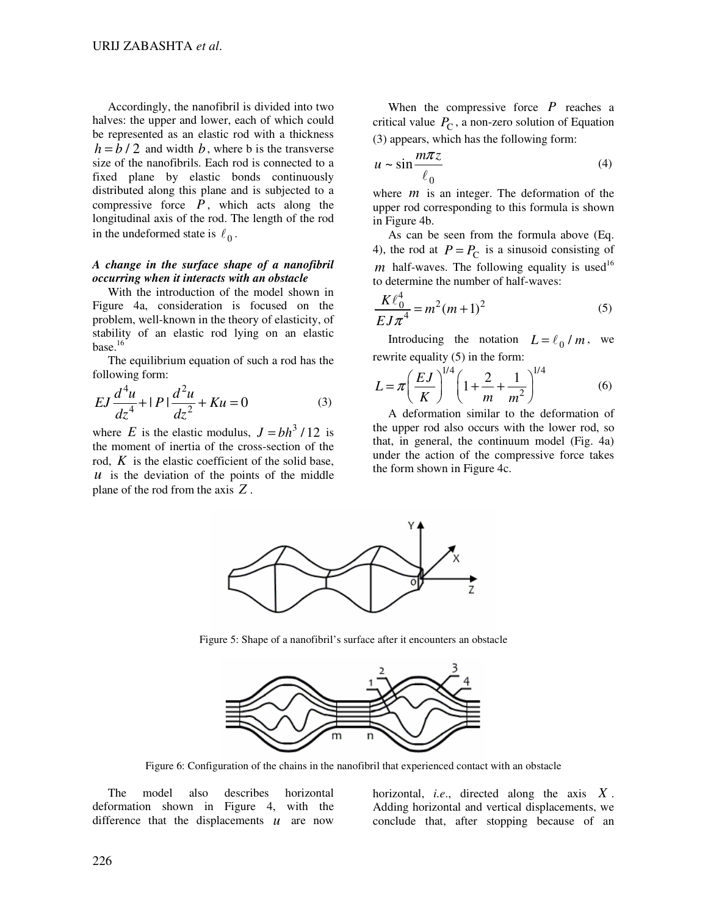Accordingly, the nanofibril is divided into two halves: the upper and lower, each of which could be represented as an elastic rod with a thickness $h = b/2$ and width $b$, where b is the transverse size of the nanofibrils. Each rod is connected to a fixed plane by elastic bonds continuously distributed along this plane and is subjected to a compressive force $P$, which acts along the longitudinal axis of the rod. The length of the rod in the undeformed state is $\ell_0$.

***A change in the surface shape of a nanofibril occurring when it interacts with an obstacle***

With the introduction of the model shown in Figure 4a, consideration is focused on the problem, well-known in the theory of elasticity, of stability of an elastic rod lying on an elastic base.[16]

The equilibrium equation of such a rod has the following form:

$$EJ\frac{d^4u}{dz^4} + |P|\frac{d^2u}{dz^2} + Ku = 0 \tag{3}$$

where $E$ is the elastic modulus, $J = bh^3/12$ is the moment of inertia of the cross-section of the rod, $K$ is the elastic coefficient of the solid base, $u$ is the deviation of the points of the middle plane of the rod from the axis $Z$.

When the compressive force $P$ reaches a critical value $P_C$, a non-zero solution of Equation (3) appears, which has the following form:

$$u \sim \sin\frac{m\pi z}{\ell_0} \tag{4}$$

where $m$ is an integer. The deformation of the upper rod corresponding to this formula is shown in Figure 4b.

As can be seen from the formula above (Eq. 4), the rod at $P = P_C$ is a sinusoid consisting of $m$ half-waves. The following equality is used[16] to determine the number of half-waves:

$$\frac{K\ell_0^4}{EJ\pi^4} = m^2(m+1)^2 \tag{5}$$

Introducing the notation $L = \ell_0/m$, we rewrite equality (5) in the form:

$$L = \pi\left(\frac{EJ}{K}\right)^{1/4}\left(1 + \frac{2}{m} + \frac{1}{m^2}\right)^{1/4} \tag{6}$$

A deformation similar to the deformation of the upper rod also occurs with the lower rod, so that, in general, the continuum model (Fig. 4a) under the action of the compressive force takes the form shown in Figure 4c.

Y
X
o
Z

Figure 5: Shape of a nanofibril's surface after it encounters an obstacle

2
3
1
4
m
n

Figure 6: Configuration of the chains in the nanofibril that experienced contact with an obstacle

The model also describes horizontal deformation shown in Figure 4, with the difference that the displacements $u$ are now horizontal, *i.e.*, directed along the axis $X$. Adding horizontal and vertical displacements, we conclude that, after stopping because of an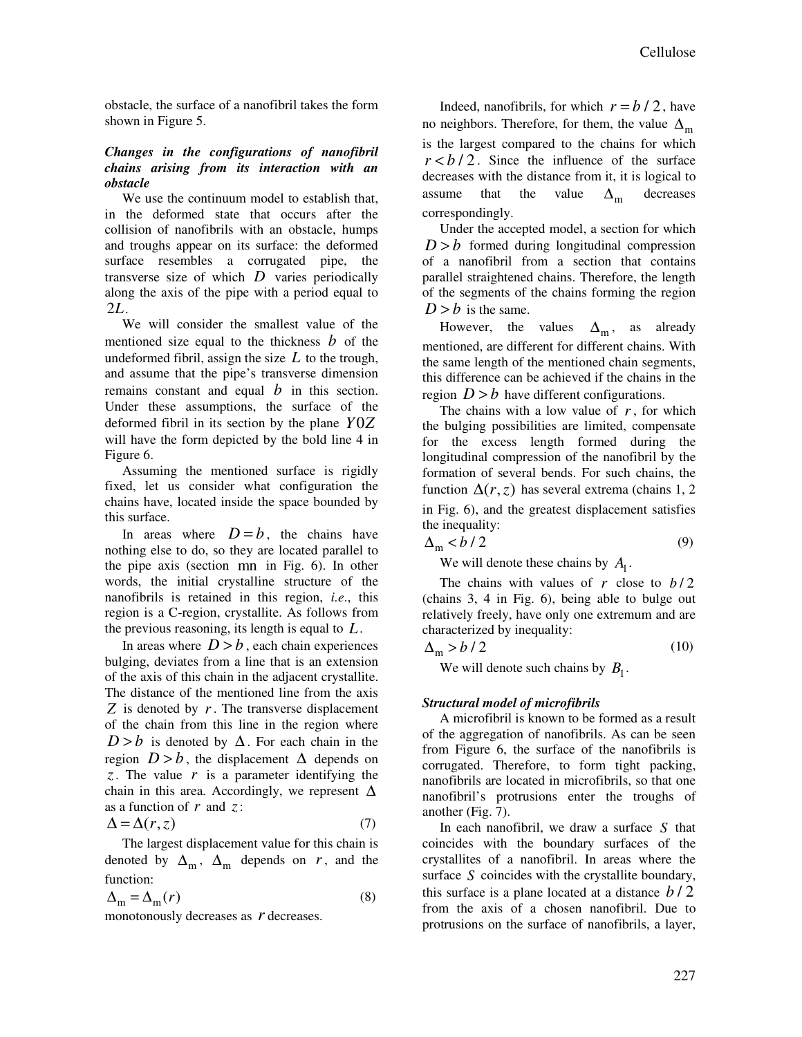obstacle, the surface of a nanofibril takes the form shown in Figure 5.

### *Changes in the configurations of nanofibril chains arising from its interaction with an obstacle*

We use the continuum model to establish that, in the deformed state that occurs after the collision of nanofibrils with an obstacle, humps and troughs appear on its surface: the deformed surface resembles a corrugated pipe, the transverse size of which $D$ varies periodically along the axis of the pipe with a period equal to $2L$.

We will consider the smallest value of the mentioned size equal to the thickness $b$ of the undeformed fibril, assign the size $L$ to the trough, and assume that the pipe's transverse dimension remains constant and equal $b$ in this section. Under these assumptions, the surface of the deformed fibril in its section by the plane $Y0Z$ will have the form depicted by the bold line 4 in Figure 6.

Assuming the mentioned surface is rigidly fixed, let us consider what configuration the chains have, located inside the space bounded by this surface.

In areas where $D = b$, the chains have nothing else to do, so they are located parallel to the pipe axis (section mn in Fig. 6). In other words, the initial crystalline structure of the nanofibrils is retained in this region, *i.e.*, this region is a C-region, crystallite. As follows from the previous reasoning, its length is equal to $L$.

In areas where $D > b$, each chain experiences bulging, deviates from a line that is an extension of the axis of this chain in the adjacent crystallite. The distance of the mentioned line from the axis $Z$ is denoted by $r$. The transverse displacement of the chain from this line in the region where $D > b$ is denoted by $\Delta$. For each chain in the region $D > b$, the displacement $\Delta$ depends on $z$. The value $r$ is a parameter identifying the chain in this area. Accordingly, we represent $\Delta$ as a function of $r$ and $z$:

$$\Delta = \Delta(r, z) \tag{7}$$

The largest displacement value for this chain is denoted by $\Delta_m$, $\Delta_m$ depends on $r$, and the function:

$$\Delta_m = \Delta_m(r) \tag{8}$$

monotonously decreases as $r$ decreases.

Indeed, nanofibrils, for which $r = b/2$, have no neighbors. Therefore, for them, the value $\Delta_m$ is the largest compared to the chains for which $r < b/2$. Since the influence of the surface decreases with the distance from it, it is logical to assume that the value $\Delta_m$ decreases correspondingly.

Under the accepted model, a section for which $D > b$ formed during longitudinal compression of a nanofibril from a section that contains parallel straightened chains. Therefore, the length of the segments of the chains forming the region $D > b$ is the same.

However, the values $\Delta_m$, as already mentioned, are different for different chains. With the same length of the mentioned chain segments, this difference can be achieved if the chains in the region $D > b$ have different configurations.

The chains with a low value of $r$, for which the bulging possibilities are limited, compensate for the excess length formed during the longitudinal compression of the nanofibril by the formation of several bends. For such chains, the function $\Delta(r, z)$ has several extrema (chains 1, 2 in Fig. 6), and the greatest displacement satisfies the inequality:

$$\Delta_m < b/2 \tag{9}$$

We will denote these chains by $A_1$.

The chains with values of $r$ close to $b/2$ (chains 3, 4 in Fig. 6), being able to bulge out relatively freely, have only one extremum and are characterized by inequality:

$$\Delta_m > b/2 \tag{10}$$

We will denote such chains by $B_1$.

### *Structural model of microfibrils*

A microfibril is known to be formed as a result of the aggregation of nanofibrils. As can be seen from Figure 6, the surface of the nanofibrils is corrugated. Therefore, to form tight packing, nanofibrils are located in microfibrils, so that one nanofibril's protrusions enter the troughs of another (Fig. 7).

In each nanofibril, we draw a surface $S$ that coincides with the boundary surfaces of the crystallites of a nanofibril. In areas where the surface $S$ coincides with the crystallite boundary, this surface is a plane located at a distance $b/2$ from the axis of a chosen nanofibril. Due to protrusions on the surface of nanofibrils, a layer,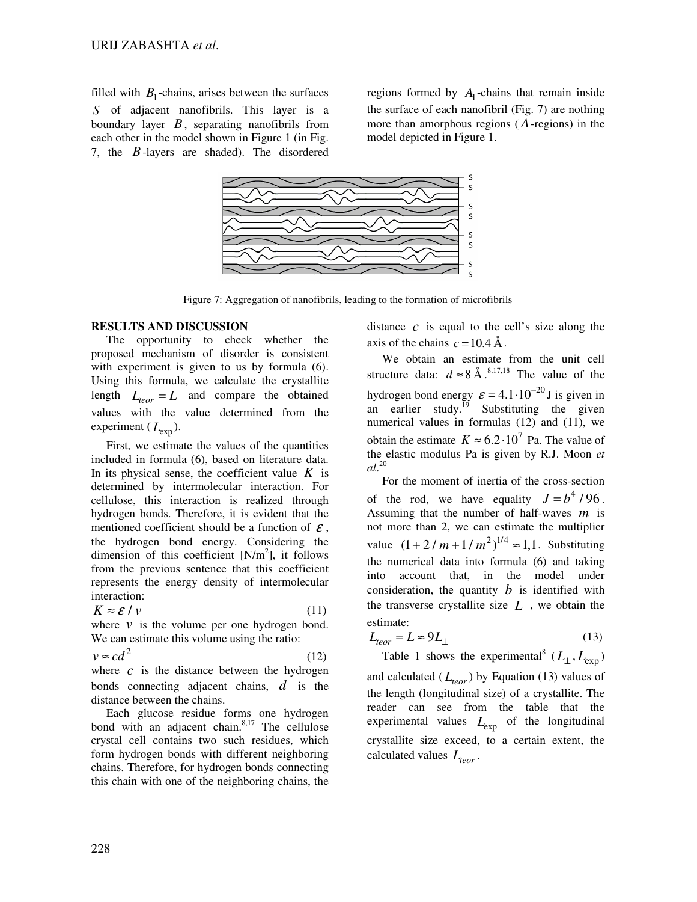filled with $B_1$-chains, arises between the surfaces $S$ of adjacent nanofibrils. This layer is a boundary layer $B$, separating nanofibrils from each other in the model shown in Figure 1 (in Fig. 7, the $B$-layers are shaded). The disordered regions formed by $A_1$-chains that remain inside the surface of each nanofibril (Fig. 7) are nothing more than amorphous regions ($A$-regions) in the model depicted in Figure 1.

S
S
S
S
S
S
S
S

Figure 7: Aggregation of nanofibrils, leading to the formation of microfibrils

## RESULTS AND DISCUSSION

The opportunity to check whether the proposed mechanism of disorder is consistent with experiment is given to us by formula (6). Using this formula, we calculate the crystallite length $L_{teor} = L$ and compare the obtained values with the value determined from the experiment ($L_{\exp}$).

First, we estimate the values of the quantities included in formula (6), based on literature data. In its physical sense, the coefficient value $K$ is determined by intermolecular interaction. For cellulose, this interaction is realized through hydrogen bonds. Therefore, it is evident that the mentioned coefficient should be a function of $\varepsilon$, the hydrogen bond energy. Considering the dimension of this coefficient [N/m$^2$], it follows from the previous sentence that this coefficient represents the energy density of intermolecular interaction:

$$K \approx \varepsilon / v \tag{11}$$

where $v$ is the volume per one hydrogen bond. We can estimate this volume using the ratio:

$$v \approx cd^2 \tag{12}$$

where $c$ is the distance between the hydrogen bonds connecting adjacent chains, $d$ is the distance between the chains.

Each glucose residue forms one hydrogen bond with an adjacent chain.[8,17] The cellulose crystal cell contains two such residues, which form hydrogen bonds with different neighboring chains. Therefore, for hydrogen bonds connecting this chain with one of the neighboring chains, the distance $c$ is equal to the cell's size along the axis of the chains $c = 10.4$ Å.

We obtain an estimate from the unit cell structure data: $d \approx 8$ Å.[8,17,18] The value of the hydrogen bond energy $\varepsilon = 4.1 \cdot 10^{-20}$ J is given in an earlier study.[19] Substituting the given numerical values in formulas (12) and (11), we obtain the estimate $K \approx 6.2 \cdot 10^{7}$ Pa. The value of the elastic modulus Pa is given by R.J. Moon *et al*.[20]

For the moment of inertia of the cross-section of the rod, we have equality $J = b^4 / 96$. Assuming that the number of half-waves $m$ is not more than 2, we can estimate the multiplier value $(1 + 2/m + 1/m^2)^{1/4} \approx 1{,}1$. Substituting the numerical data into formula (6) and taking into account that, in the model under consideration, the quantity $b$ is identified with the transverse crystallite size $L_{\perp}$, we obtain the estimate:

$$L_{teor} = L \approx 9L_{\perp} \tag{13}$$

Table 1 shows the experimental[8] ($L_{\perp}, L_{\exp}$) and calculated ($L_{teor}$) by Equation (13) values of the length (longitudinal size) of a crystallite. The reader can see from the table that the experimental values $L_{\exp}$ of the longitudinal crystallite size exceed, to a certain extent, the calculated values $L_{teor}$.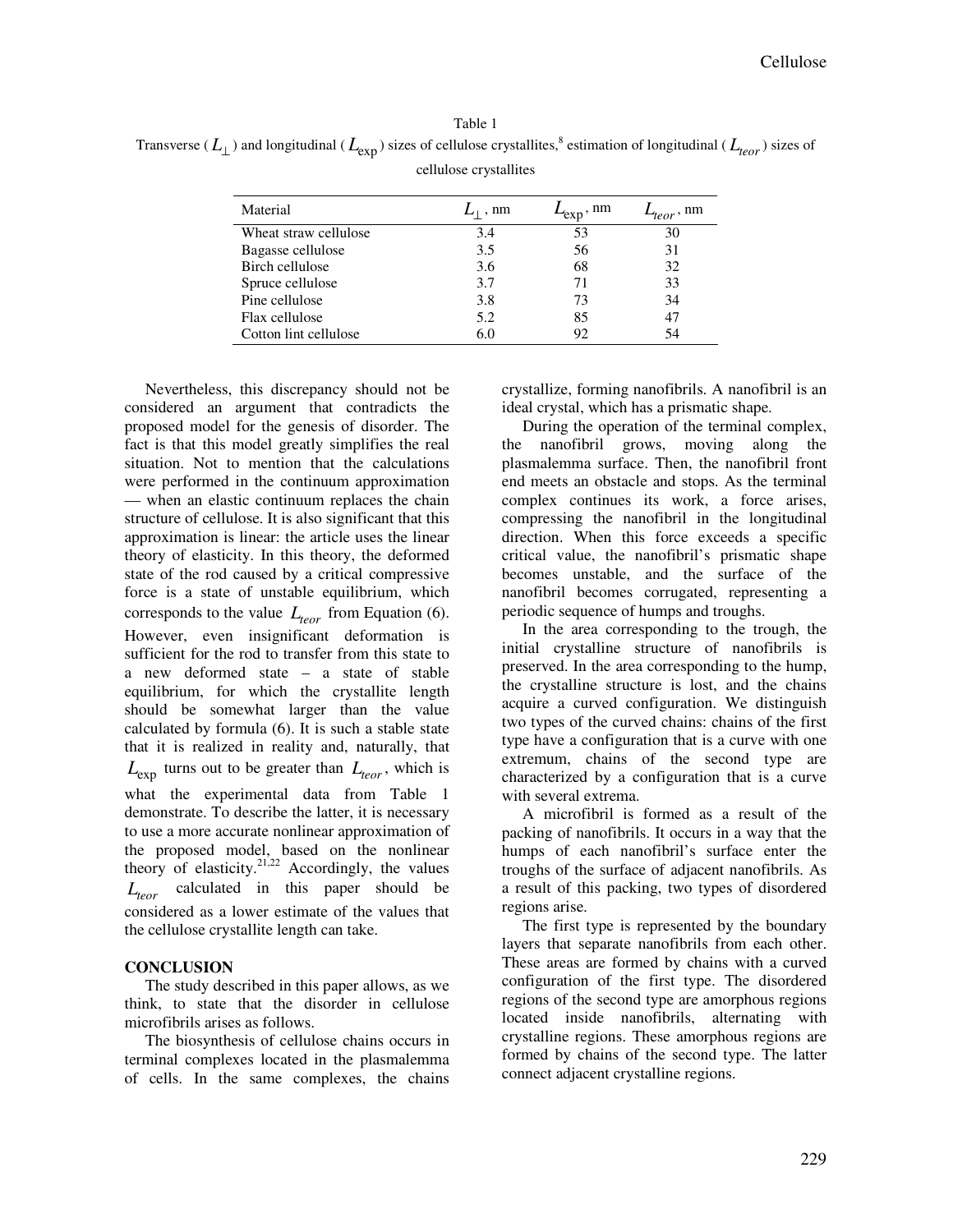Table 1
Transverse ($L_{\perp}$) and longitudinal ($L_{\exp}$) sizes of cellulose crystallites,[8] estimation of longitudinal ($L_{teor}$) sizes of cellulose crystallites

| Material | $L_{\perp}$, nm | $L_{\exp}$, nm | $L_{teor}$, nm |
|---|---|---|---|
| Wheat straw cellulose | 3.4 | 53 | 30 |
| Bagasse cellulose | 3.5 | 56 | 31 |
| Birch cellulose | 3.6 | 68 | 32 |
| Spruce cellulose | 3.7 | 71 | 33 |
| Pine cellulose | 3.8 | 73 | 34 |
| Flax cellulose | 5.2 | 85 | 47 |
| Cotton lint cellulose | 6.0 | 92 | 54 |

Nevertheless, this discrepancy should not be considered an argument that contradicts the proposed model for the genesis of disorder. The fact is that this model greatly simplifies the real situation. Not to mention that the calculations were performed in the continuum approximation — when an elastic continuum replaces the chain structure of cellulose. It is also significant that this approximation is linear: the article uses the linear theory of elasticity. In this theory, the deformed state of the rod caused by a critical compressive force is a state of unstable equilibrium, which corresponds to the value $L_{teor}$ from Equation (6). However, even insignificant deformation is sufficient for the rod to transfer from this state to a new deformed state – a state of stable equilibrium, for which the crystallite length should be somewhat larger than the value calculated by formula (6). It is such a stable state that it is realized in reality and, naturally, that $L_{\exp}$ turns out to be greater than $L_{teor}$, which is what the experimental data from Table 1 demonstrate. To describe the latter, it is necessary to use a more accurate nonlinear approximation of the proposed model, based on the nonlinear theory of elasticity.[21,22] Accordingly, the values $L_{teor}$ calculated in this paper should be considered as a lower estimate of the values that the cellulose crystallite length can take.

## CONCLUSION

The study described in this paper allows, as we think, to state that the disorder in cellulose microfibrils arises as follows.

The biosynthesis of cellulose chains occurs in terminal complexes located in the plasmalemma of cells. In the same complexes, the chains crystallize, forming nanofibrils. A nanofibril is an ideal crystal, which has a prismatic shape.

During the operation of the terminal complex, the nanofibril grows, moving along the plasmalemma surface. Then, the nanofibril front end meets an obstacle and stops. As the terminal complex continues its work, a force arises, compressing the nanofibril in the longitudinal direction. When this force exceeds a specific critical value, the nanofibril's prismatic shape becomes unstable, and the surface of the nanofibril becomes corrugated, representing a periodic sequence of humps and troughs.

In the area corresponding to the trough, the initial crystalline structure of nanofibrils is preserved. In the area corresponding to the hump, the crystalline structure is lost, and the chains acquire a curved configuration. We distinguish two types of the curved chains: chains of the first type have a configuration that is a curve with one extremum, chains of the second type are characterized by a configuration that is a curve with several extrema.

A microfibril is formed as a result of the packing of nanofibrils. It occurs in a way that the humps of each nanofibril's surface enter the troughs of the surface of adjacent nanofibrils. As a result of this packing, two types of disordered regions arise.

The first type is represented by the boundary layers that separate nanofibrils from each other. These areas are formed by chains with a curved configuration of the first type. The disordered regions of the second type are amorphous regions located inside nanofibrils, alternating with crystalline regions. These amorphous regions are formed by chains of the second type. The latter connect adjacent crystalline regions.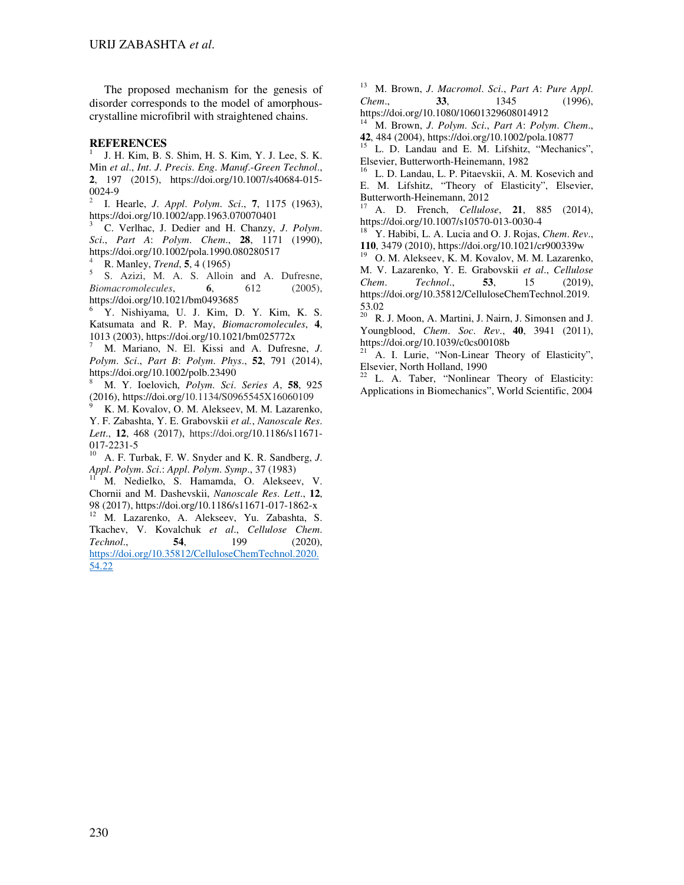The proposed mechanism for the genesis of disorder corresponds to the model of amorphous-crystalline microfibril with straightened chains.

## REFERENCES

[1] J. H. Kim, B. S. Shim, H. S. Kim, Y. J. Lee, S. K. Min *et al.*, *Int. J. Precis. Eng. Manuf.-Green Technol.*, **2**, 197 (2015), https://doi.org/10.1007/s40684-015-0024-9

[2] I. Hearle, *J. Appl. Polym. Sci.*, **7**, 1175 (1963), https://doi.org/10.1002/app.1963.070070401

[3] C. Verlhac, J. Dedier and H. Chanzy, *J. Polym. Sci., Part A: Polym. Chem.*, **28**, 1171 (1990), https://doi.org/10.1002/pola.1990.080280517

[4] R. Manley, *Trend*, **5**, 4 (1965)

[5] S. Azizi, M. A. S. Alloin and A. Dufresne, *Biomacromolecules*, **6**, 612 (2005), https://doi.org/10.1021/bm0493685

[6] Y. Nishiyama, U. J. Kim, D. Y. Kim, K. S. Katsumata and R. P. May, *Biomacromolecules*, **4**, 1013 (2003), https://doi.org/10.1021/bm025772x

[7] M. Mariano, N. El. Kissi and A. Dufresne, *J. Polym. Sci., Part B: Polym. Phys.*, **52**, 791 (2014), https://doi.org/10.1002/polb.23490

[8] M. Y. Ioelovich, *Polym. Sci. Series A*, **58**, 925 (2016), https://doi.org/10.1134/S0965545X16060109

[9] K. M. Kovalov, O. M. Alekseev, M. M. Lazarenko, Y. F. Zabashta, Y. E. Grabovskii *et al.*, *Nanoscale Res. Lett.*, **12**, 468 (2017), https://doi.org/10.1186/s11671-017-2231-5

[10] A. F. Turbak, F. W. Snyder and K. R. Sandberg, *J. Appl. Polym. Sci.: Appl. Polym. Symp.*, 37 (1983)

[11] M. Nedielko, S. Hamamda, O. Alekseev, V. Chornii and M. Dashevskii, *Nanoscale Res. Lett.*, **12**, 98 (2017), https://doi.org/10.1186/s11671-017-1862-x

[12] M. Lazarenko, A. Alekseev, Yu. Zabashta, S. Tkachev, V. Kovalchuk *et al.*, *Cellulose Chem. Technol.*, **54**, 199 (2020), https://doi.org/10.35812/CelluloseChemTechnol.2020.54.22

[13] M. Brown, *J. Macromol. Sci., Part A: Pure Appl. Chem.*, **33**, 1345 (1996), https://doi.org/10.1080/10601329608014912

[14] M. Brown, *J. Polym. Sci., Part A: Polym. Chem.*, **42**, 484 (2004), https://doi.org/10.1002/pola.10877

[15] L. D. Landau and E. M. Lifshitz, "Mechanics", Elsevier, Butterworth-Heinemann, 1982

[16] L. D. Landau, L. P. Pitaevskii, A. M. Kosevich and E. M. Lifshitz, "Theory of Elasticity", Elsevier, Butterworth-Heinemann, 2012

[17] A. D. French, *Cellulose*, **21**, 885 (2014), https://doi.org/10.1007/s10570-013-0030-4

[18] Y. Habibi, L. A. Lucia and O. J. Rojas, *Chem. Rev.*, **110**, 3479 (2010), https://doi.org/10.1021/cr900339w

[19] O. M. Alekseev, K. M. Kovalov, M. M. Lazarenko, M. V. Lazarenko, Y. E. Grabovskii *et al.*, *Cellulose Chem. Technol.*, **53**, 15 (2019), https://doi.org/10.35812/CelluloseChemTechnol.2019.53.02

[20] R. J. Moon, A. Martini, J. Nairn, J. Simonsen and J. Youngblood, *Chem. Soc. Rev.*, **40**, 3941 (2011), https://doi.org/10.1039/c0cs00108b

[21] A. I. Lurie, "Non-Linear Theory of Elasticity", Elsevier, North Holland, 1990

[22] L. A. Taber, "Nonlinear Theory of Elasticity: Applications in Biomechanics", World Scientific, 2004